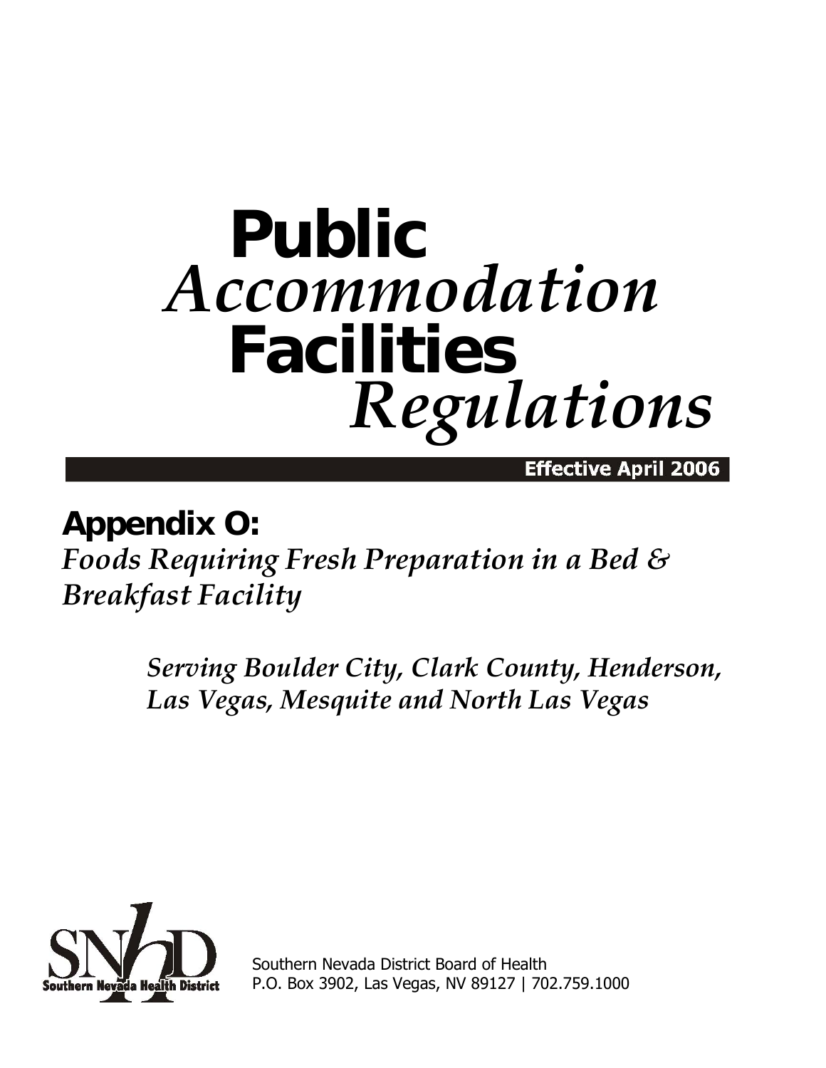# Public *Accommodation* Facilities *Regulations*

**Effective April 2006**

## Appendix O:

***Foods Requiring Fresh Preparation in a Bed & Breakfast Facility***

*Serving Boulder City, Clark County, Henderson, Las Vegas, Mesquite and North Las Vegas*

SNHD Southern Nevada Health District

Southern Nevada District Board of Health
P.O. Box 3902, Las Vegas, NV 89127 | 702.759.1000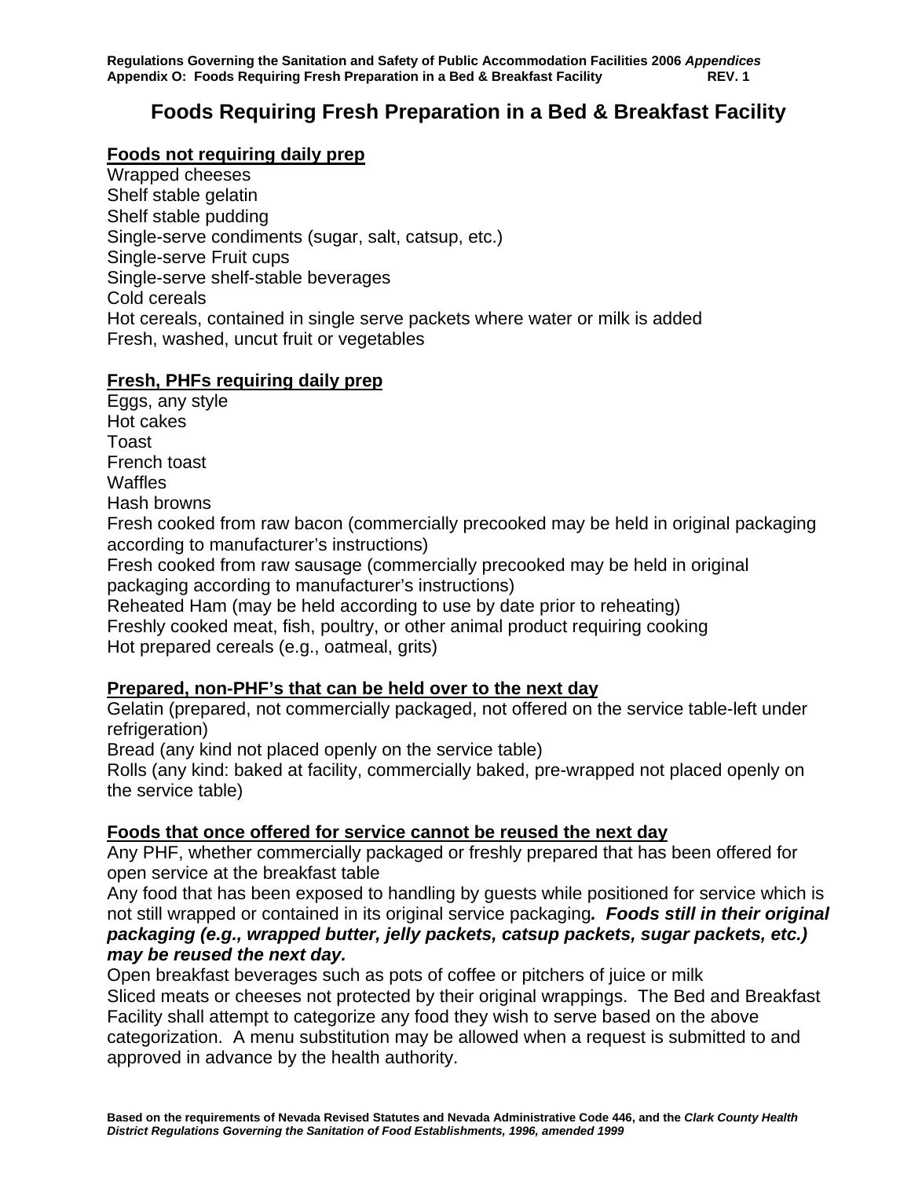# Foods Requiring Fresh Preparation in a Bed & Breakfast Facility

## Foods not requiring daily prep

Wrapped cheeses
Shelf stable gelatin
Shelf stable pudding
Single-serve condiments (sugar, salt, catsup, etc.)
Single-serve Fruit cups
Single-serve shelf-stable beverages
Cold cereals
Hot cereals, contained in single serve packets where water or milk is added
Fresh, washed, uncut fruit or vegetables

## Fresh, PHFs requiring daily prep

Eggs, any style
Hot cakes
Toast
French toast
Waffles
Hash browns
Fresh cooked from raw bacon (commercially precooked may be held in original packaging according to manufacturer's instructions)
Fresh cooked from raw sausage (commercially precooked may be held in original packaging according to manufacturer's instructions)
Reheated Ham (may be held according to use by date prior to reheating)
Freshly cooked meat, fish, poultry, or other animal product requiring cooking
Hot prepared cereals (e.g., oatmeal, grits)

## Prepared, non-PHF's that can be held over to the next day

Gelatin (prepared, not commercially packaged, not offered on the service table-left under refrigeration)
Bread (any kind not placed openly on the service table)
Rolls (any kind: baked at facility, commercially baked, pre-wrapped not placed openly on the service table)

## Foods that once offered for service cannot be reused the next day

Any PHF, whether commercially packaged or freshly prepared that has been offered for open service at the breakfast table
Any food that has been exposed to handling by guests while positioned for service which is not still wrapped or contained in its original service packaging***. Foods still in their original packaging (e.g., wrapped butter, jelly packets, catsup packets, sugar packets, etc.) may be reused the next day.***
Open breakfast beverages such as pots of coffee or pitchers of juice or milk
Sliced meats or cheeses not protected by their original wrappings. The Bed and Breakfast Facility shall attempt to categorize any food they wish to serve based on the above categorization. A menu substitution may be allowed when a request is submitted to and approved in advance by the health authority.

**Based on the requirements of Nevada Revised Statutes and Nevada Administrative Code 446, and the *Clark County Health District Regulations Governing the Sanitation of Food Establishments, 1996, amended 1999***